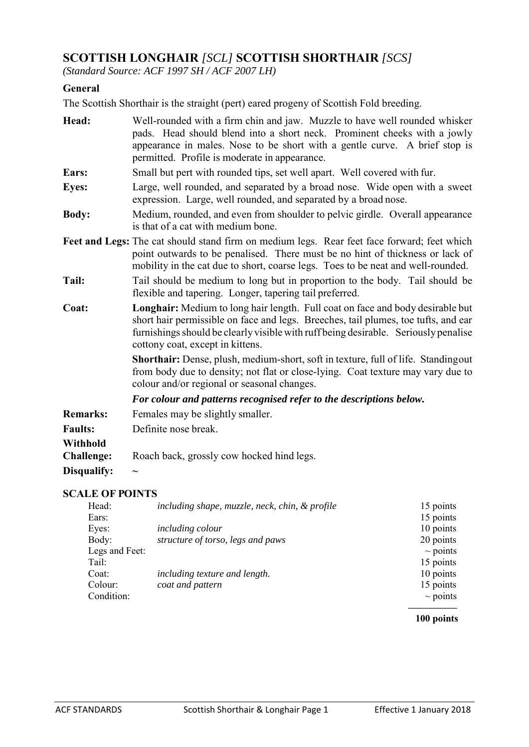# SCOTTISH LONGHAIR *[SCL]* SCOTTISH SHORTHAIR *[SCS]*

*(Standard Source: ACF 1997 SH / ACF 2007 LH)*

### General

The Scottish Shorthair is the straight (pert) eared progeny of Scottish Fold breeding.

| | |
|---|---|
| **Head:** | Well-rounded with a firm chin and jaw. Muzzle to have well rounded whisker pads. Head should blend into a short neck. Prominent cheeks with a jowly appearance in males. Nose to be short with a gentle curve. A brief stop is permitted. Profile is moderate in appearance. |
| **Ears:** | Small but pert with rounded tips, set well apart. Well covered with fur. |
| **Eyes:** | Large, well rounded, and separated by a broad nose. Wide open with a sweet expression. Large, well rounded, and separated by a broad nose. |
| **Body:** | Medium, rounded, and even from shoulder to pelvic girdle. Overall appearance is that of a cat with medium bone. |
| **Feet and Legs:** | The cat should stand firm on medium legs. Rear feet face forward; feet which point outwards to be penalised. There must be no hint of thickness or lack of mobility in the cat due to short, coarse legs. Toes to be neat and well-rounded. |
| **Tail:** | Tail should be medium to long but in proportion to the body. Tail should be flexible and tapering. Longer, tapering tail preferred. |
| **Coat:** | **Longhair:** Medium to long hair length. Full coat on face and body desirable but short hair permissible on face and legs. Breeches, tail plumes, toe tufts, and ear furnishings should be clearly visible with ruff being desirable. Seriously penalise cottony coat, except in kittens. |
| | **Shorthair:** Dense, plush, medium-short, soft in texture, full of life. Standing out from body due to density; not flat or close-lying. Coat texture may vary due to colour and/or regional or seasonal changes. |
| | ***For colour and patterns recognised refer to the descriptions below.*** |
| **Remarks:** | Females may be slightly smaller. |
| **Faults:** | Definite nose break. |
| **Withhold Challenge:** | Roach back, grossly cow hocked hind legs. |
| **Disqualify:** | ~ |

### SCALE OF POINTS

| | | |
|---|---|---|
| Head: | *including shape, muzzle, neck, chin, & profile* | 15 points |
| Ears: | | 15 points |
| Eyes: | *including colour* | 10 points |
| Body: | *structure of torso, legs and paws* | 20 points |
| Legs and Feet: | | ~ points |
| Tail: | | 15 points |
| Coat: | *including texture and length.* | 10 points |
| Colour: | *coat and pattern* | 15 points |
| Condition: | | ~ points |
| | | **100 points** |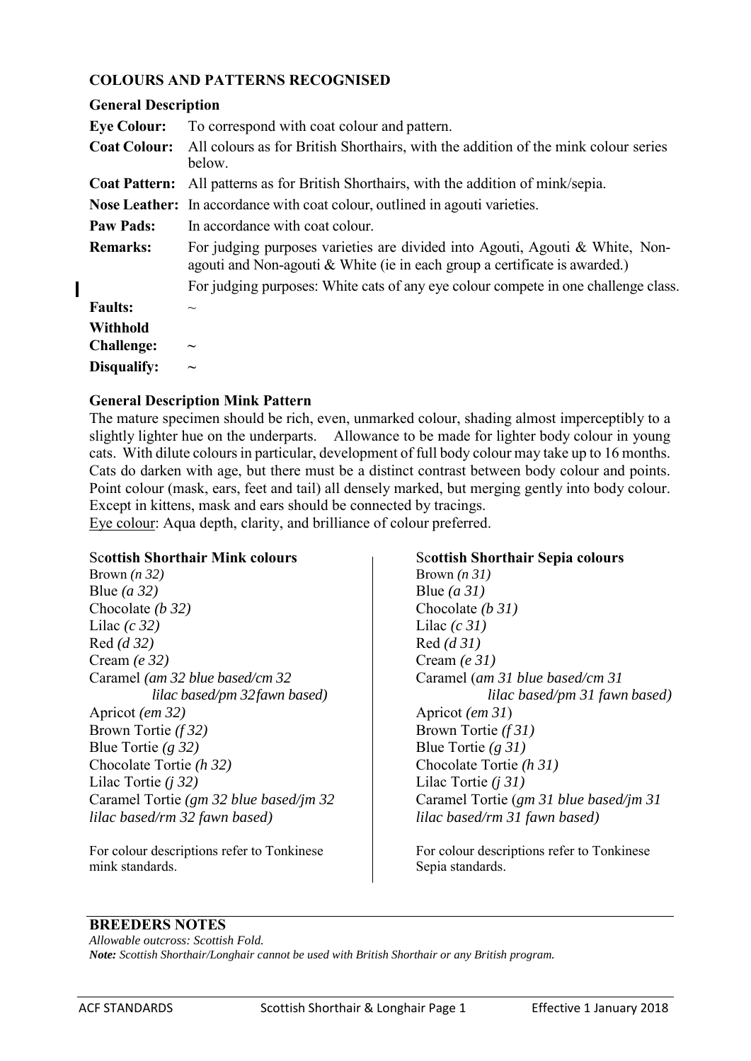## COLOURS AND PATTERNS RECOGNISED

### General Description

| | |
|---|---|
| **Eye Colour:** | To correspond with coat colour and pattern. |
| **Coat Colour:** | All colours as for British Shorthairs, with the addition of the mink colour series below. |
| **Coat Pattern:** | All patterns as for British Shorthairs, with the addition of mink/sepia. |
| **Nose Leather:** | In accordance with coat colour, outlined in agouti varieties. |
| **Paw Pads:** | In accordance with coat colour. |
| **Remarks:** | For judging purposes varieties are divided into Agouti, Agouti & White, Non-agouti and Non-agouti & White (ie in each group a certificate is awarded.) |
| | For judging purposes: White cats of any eye colour compete in one challenge class. |
| **Faults:** | ~ |
| **Withhold Challenge:** | ~ |
| **Disqualify:** | ~ |

### General Description Mink Pattern

The mature specimen should be rich, even, unmarked colour, shading almost imperceptibly to a slightly lighter hue on the underparts. Allowance to be made for lighter body colour in young cats. With dilute colours in particular, development of full body colour may take up to 16 months. Cats do darken with age, but there must be a distinct contrast between body colour and points. Point colour (mask, ears, feet and tail) all densely marked, but merging gently into body colour. Except in kittens, mask and ears should be connected by tracings.

Eye colour: Aqua depth, clarity, and brilliance of colour preferred.

**Scottish Shorthair Mink colours**

Brown *(n 32)*
Blue *(a 32)*
Chocolate *(b 32)*
Lilac *(c 32)*
Red *(d 32)*
Cream *(e 32)*
Caramel *(am 32 blue based/cm 32 lilac based/pm 32 fawn based)*
Apricot *(em 32)*
Brown Tortie *(f 32)*
Blue Tortie *(g 32)*
Chocolate Tortie *(h 32)*
Lilac Tortie *(j 32)*
Caramel Tortie *(gm 32 blue based/jm 32 lilac based/rm 32 fawn based)*

For colour descriptions refer to Tonkinese mink standards.

**Scottish Shorthair Sepia colours**

Brown *(n 31)*
Blue *(a 31)*
Chocolate *(b 31)*
Lilac *(c 31)*
Red *(d 31)*
Cream *(e 31)*
Caramel (*am 31 blue based/cm 31 lilac based/pm 31 fawn based)*
Apricot *(em 31*)
Brown Tortie *(f 31)*
Blue Tortie *(g 31)*
Chocolate Tortie *(h 31)*
Lilac Tortie *(j 31)*
Caramel Tortie (*gm 31 blue based/jm 31 lilac based/rm 31 fawn based)*

For colour descriptions refer to Tonkinese Sepia standards.

### BREEDERS NOTES

*Allowable outcross: Scottish Fold.*

***Note:** Scottish Shorthair/Longhair cannot be used with British Shorthair or any British program.*